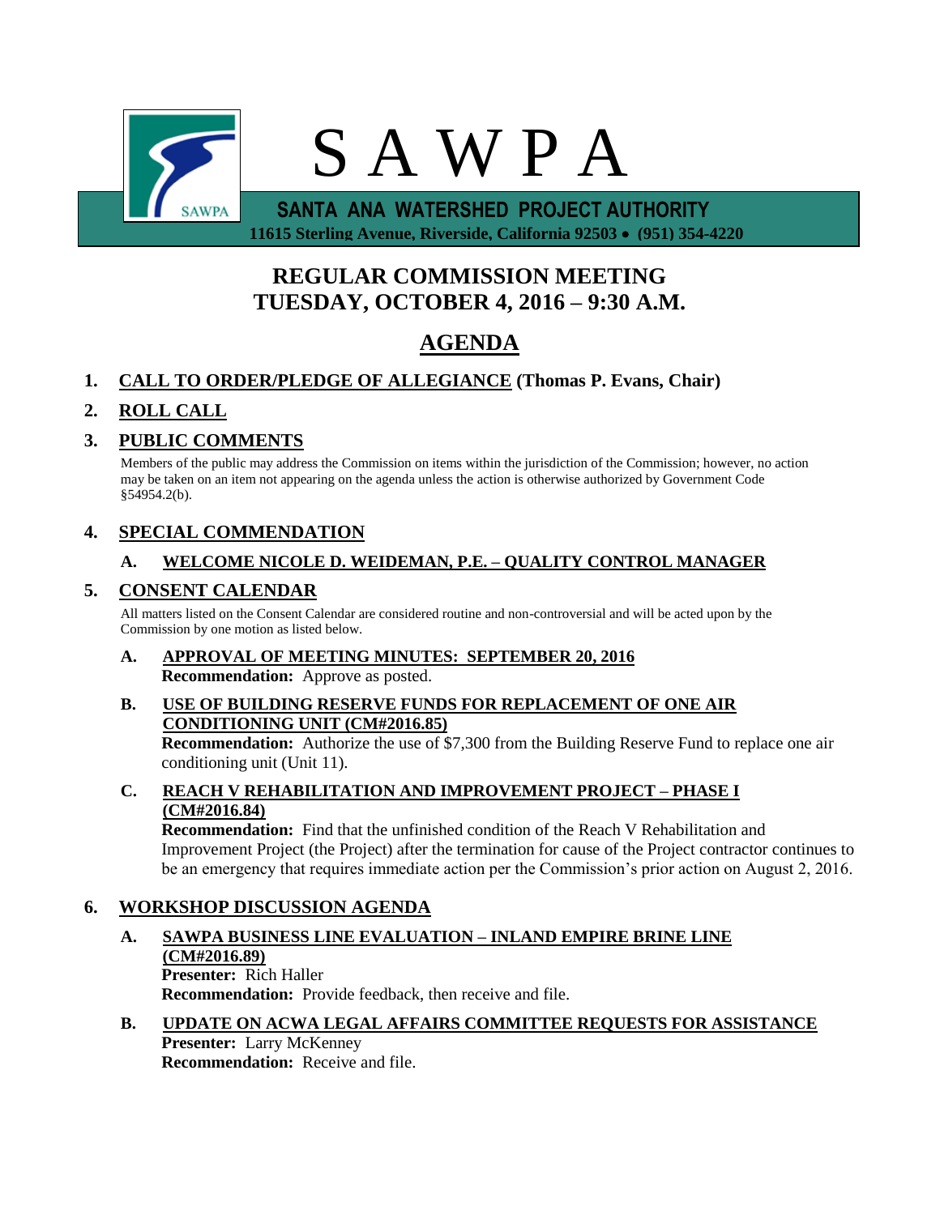# S A W P A

**SANTA ANA WATERSHED PROJECT AUTHORITY**

**11615 Sterling Avenue, Riverside, California 92503 • (951) 354-4220**

## REGULAR COMMISSION MEETING
## TUESDAY, OCTOBER 4, 2016 – 9:30 A.M.

## AGENDA

**1. CALL TO ORDER/PLEDGE OF ALLEGIANCE (Thomas P. Evans, Chair)**

**2. ROLL CALL**

**3. PUBLIC COMMENTS**

Members of the public may address the Commission on items within the jurisdiction of the Commission; however, no action may be taken on an item not appearing on the agenda unless the action is otherwise authorized by Government Code §54954.2(b).

**4. SPECIAL COMMENDATION**

**A. WELCOME NICOLE D. WEIDEMAN, P.E. – QUALITY CONTROL MANAGER**

**5. CONSENT CALENDAR**

All matters listed on the Consent Calendar are considered routine and non-controversial and will be acted upon by the Commission by one motion as listed below.

**A. APPROVAL OF MEETING MINUTES: SEPTEMBER 20, 2016**
**Recommendation:** Approve as posted.

**B. USE OF BUILDING RESERVE FUNDS FOR REPLACEMENT OF ONE AIR CONDITIONING UNIT (CM#2016.85)**
**Recommendation:** Authorize the use of $7,300 from the Building Reserve Fund to replace one air conditioning unit (Unit 11).

**C. REACH V REHABILITATION AND IMPROVEMENT PROJECT – PHASE I (CM#2016.84)**
**Recommendation:** Find that the unfinished condition of the Reach V Rehabilitation and Improvement Project (the Project) after the termination for cause of the Project contractor continues to be an emergency that requires immediate action per the Commission's prior action on August 2, 2016.

**6. WORKSHOP DISCUSSION AGENDA**

**A. SAWPA BUSINESS LINE EVALUATION – INLAND EMPIRE BRINE LINE (CM#2016.89)**
**Presenter:** Rich Haller
**Recommendation:** Provide feedback, then receive and file.

**B. UPDATE ON ACWA LEGAL AFFAIRS COMMITTEE REQUESTS FOR ASSISTANCE**
**Presenter:** Larry McKenney
**Recommendation:** Receive and file.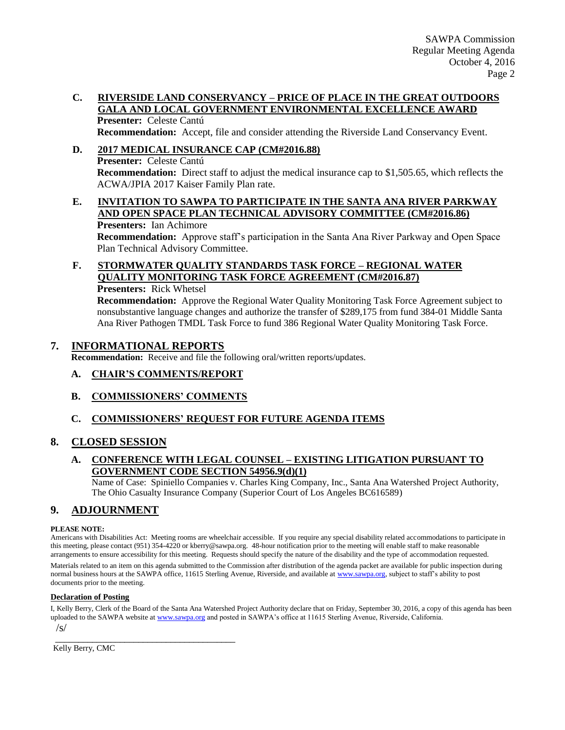**C. RIVERSIDE LAND CONSERVANCY – PRICE OF PLACE IN THE GREAT OUTDOORS GALA AND LOCAL GOVERNMENT ENVIRONMENTAL EXCELLENCE AWARD**

**Presenter:** Celeste Cantú

**Recommendation:** Accept, file and consider attending the Riverside Land Conservancy Event.

**D. 2017 MEDICAL INSURANCE CAP (CM#2016.88)**

**Presenter:** Celeste Cantú

**Recommendation:** Direct staff to adjust the medical insurance cap to $1,505.65, which reflects the ACWA/JPIA 2017 Kaiser Family Plan rate.

**E. INVITATION TO SAWPA TO PARTICIPATE IN THE SANTA ANA RIVER PARKWAY AND OPEN SPACE PLAN TECHNICAL ADVISORY COMMITTEE (CM#2016.86)**

**Presenters:** Ian Achimore

**Recommendation:** Approve staff's participation in the Santa Ana River Parkway and Open Space Plan Technical Advisory Committee.

**F. STORMWATER QUALITY STANDARDS TASK FORCE – REGIONAL WATER QUALITY MONITORING TASK FORCE AGREEMENT (CM#2016.87)**

**Presenters:** Rick Whetsel

**Recommendation:** Approve the Regional Water Quality Monitoring Task Force Agreement subject to nonsubstantive language changes and authorize the transfer of $289,175 from fund 384-01 Middle Santa Ana River Pathogen TMDL Task Force to fund 386 Regional Water Quality Monitoring Task Force.

## 7. INFORMATIONAL REPORTS

**Recommendation:** Receive and file the following oral/written reports/updates.

**A. CHAIR'S COMMENTS/REPORT**

**B. COMMISSIONERS' COMMENTS**

**C. COMMISSIONERS' REQUEST FOR FUTURE AGENDA ITEMS**

## 8. CLOSED SESSION

**A. CONFERENCE WITH LEGAL COUNSEL – EXISTING LITIGATION PURSUANT TO GOVERNMENT CODE SECTION 54956.9(d)(1)**

Name of Case: Spiniello Companies v. Charles King Company, Inc., Santa Ana Watershed Project Authority, The Ohio Casualty Insurance Company (Superior Court of Los Angeles BC616589)

## 9. ADJOURNMENT

**PLEASE NOTE:**

Americans with Disabilities Act: Meeting rooms are wheelchair accessible. If you require any special disability related accommodations to participate in this meeting, please contact (951) 354-4220 or kberry@sawpa.org. 48-hour notification prior to the meeting will enable staff to make reasonable arrangements to ensure accessibility for this meeting. Requests should specify the nature of the disability and the type of accommodation requested.

Materials related to an item on this agenda submitted to the Commission after distribution of the agenda packet are available for public inspection during normal business hours at the SAWPA office, 11615 Sterling Avenue, Riverside, and available at www.sawpa.org, subject to staff's ability to post documents prior to the meeting.

**Declaration of Posting**

I, Kelly Berry, Clerk of the Board of the Santa Ana Watershed Project Authority declare that on Friday, September 30, 2016, a copy of this agenda has been uploaded to the SAWPA website at www.sawpa.org and posted in SAWPA's office at 11615 Sterling Avenue, Riverside, California.

/s/

_________________________________________

Kelly Berry, CMC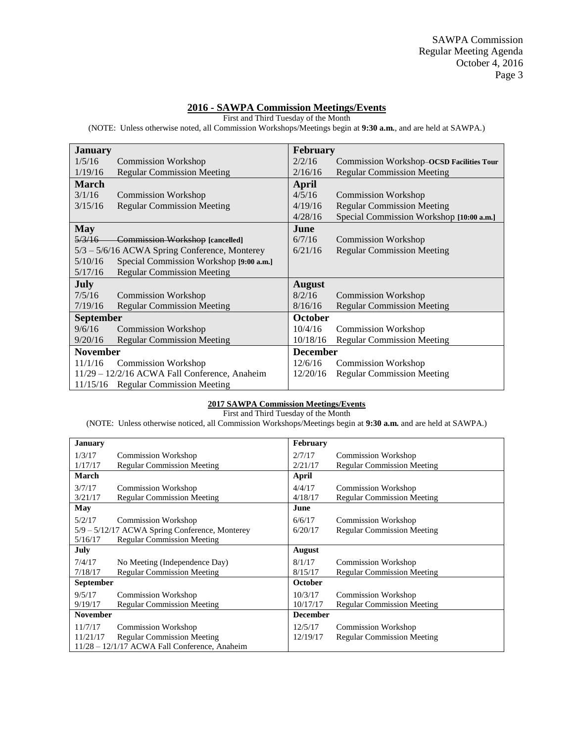## 2016 - SAWPA Commission Meetings/Events

First and Third Tuesday of the Month

(NOTE: Unless otherwise noted, all Commission Workshops/Meetings begin at **9:30 a.m.**, and are held at SAWPA.)

| | |
|---|---|
| **January**<br>1/5/16 Commission Workshop<br>1/19/16 Regular Commission Meeting | **February**<br>2/2/16 Commission Workshop–**OCSD Facilities Tour**<br>2/16/16 Regular Commission Meeting |
| **March**<br>3/1/16 Commission Workshop<br>3/15/16 Regular Commission Meeting | **April**<br>4/5/16 Commission Workshop<br>4/19/16 Regular Commission Meeting<br>4/28/16 Special Commission Workshop **[10:00 a.m.]** |
| **May**<br>~~5/3/16 Commission Workshop [cancelled]~~<br>5/3 – 5/6/16 ACWA Spring Conference, Monterey<br>5/10/16 Special Commission Workshop **[9:00 a.m.]**<br>5/17/16 Regular Commission Meeting | **June**<br>6/7/16 Commission Workshop<br>6/21/16 Regular Commission Meeting |
| **July**<br>7/5/16 Commission Workshop<br>7/19/16 Regular Commission Meeting | **August**<br>8/2/16 Commission Workshop<br>8/16/16 Regular Commission Meeting |
| **September**<br>9/6/16 Commission Workshop<br>9/20/16 Regular Commission Meeting | **October**<br>10/4/16 Commission Workshop<br>10/18/16 Regular Commission Meeting |
| **November**<br>11/1/16 Commission Workshop<br>11/29 – 12/2/16 ACWA Fall Conference, Anaheim<br>11/15/16 Regular Commission Meeting | **December**<br>12/6/16 Commission Workshop<br>12/20/16 Regular Commission Meeting |

## 2017 SAWPA Commission Meetings/Events

First and Third Tuesday of the Month

(NOTE: Unless otherwise noticed, all Commission Workshops/Meetings begin at **9:30 a.m.** and are held at SAWPA.)

| | |
|---|---|
| **January**<br>1/3/17 Commission Workshop<br>1/17/17 Regular Commission Meeting | **February**<br>2/7/17 Commission Workshop<br>2/21/17 Regular Commission Meeting |
| **March**<br>3/7/17 Commission Workshop<br>3/21/17 Regular Commission Meeting | **April**<br>4/4/17 Commission Workshop<br>4/18/17 Regular Commission Meeting |
| **May**<br>5/2/17 Commission Workshop<br>5/9 – 5/12/17 ACWA Spring Conference, Monterey<br>5/16/17 Regular Commission Meeting | **June**<br>6/6/17 Commission Workshop<br>6/20/17 Regular Commission Meeting |
| **July**<br>7/4/17 No Meeting (Independence Day)<br>7/18/17 Regular Commission Meeting | **August**<br>8/1/17 Commission Workshop<br>8/15/17 Regular Commission Meeting |
| **September**<br>9/5/17 Commission Workshop<br>9/19/17 Regular Commission Meeting | **October**<br>10/3/17 Commission Workshop<br>10/17/17 Regular Commission Meeting |
| **November**<br>11/7/17 Commission Workshop<br>11/21/17 Regular Commission Meeting<br>11/28 – 12/1/17 ACWA Fall Conference, Anaheim | **December**<br>12/5/17 Commission Workshop<br>12/19/17 Regular Commission Meeting |